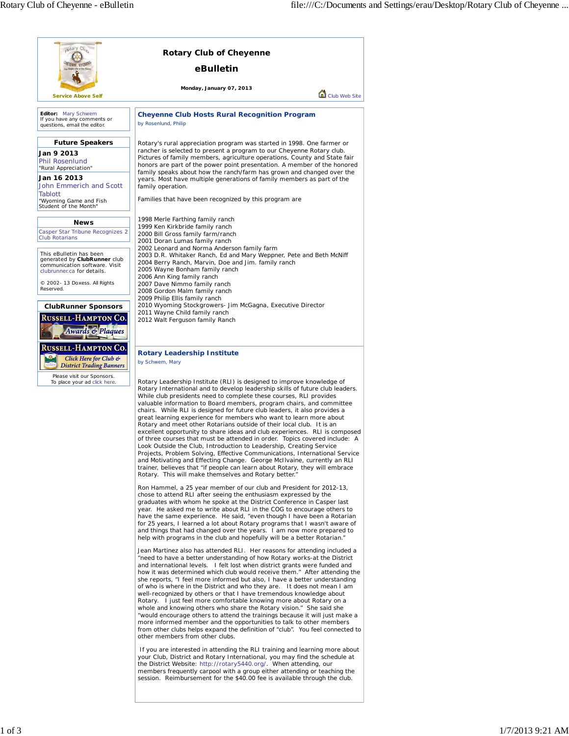# Rotary Club of Cheyenne

## eBulletin

**Monday, January 07, 2013**

Service Above Self

Club Web Site

**Editor:** Mary Schwem
If you have any comments or questions, email the editor.

### Future Speakers

**Jan 9 2013**
Phil Rosenlund
"Rural Appreciation"

**Jan 16 2013**
John Emmerich and Scott Tablott
"Wyoming Game and Fish Student of the Month"

### News

Casper Star Tribune Recognizes 2 Club Rotarians

This eBulletin has been generated by **ClubRunner** club communication software. Visit clubrunner.ca for details.

© 2002- 13 Doxess. All Rights Reserved.

### ClubRunner Sponsors

Russell-Hampton Co. Awards & Plaques

Russell-Hampton Co. Click Here for Club & District Trading Banners

Please visit our Sponsors.
To place your ad click here.

## Cheyenne Club Hosts Rural Recognition Program

by Rosenlund, Philip

Rotary's rural appreciation program was started in 1998. One farmer or rancher is selected to present a program to our Cheyenne Rotary club. Pictures of family members, agriculture operations, County and State fair honors are part of the power point presentation. A member of the honored family speaks about how the ranch/farm has grown and changed over the years. Most have multiple generations of family members as part of the family operation.

Families that have been recognized by this program are

1998 Merle Farthing family ranch
1999 Ken Kirkbride family ranch
2000 Bill Gross family farm/ranch
2001 Doran Lumas family ranch
2002 Leonard and Norma Anderson family farm
2003 D.R. Whitaker Ranch, Ed and Mary Weppner, Pete and Beth McNiff
2004 Berry Ranch, Marvin, Doe and Jim. family ranch
2005 Wayne Bonham family ranch
2006 Ann King family ranch
2007 Dave Nimmo family ranch
2008 Gordon Malm family ranch
2009 Philip Ellis family ranch
2010 Wyoming Stockgrowers- Jim McGagna, Executive Director
2011 Wayne Child family ranch
2012 Walt Ferguson family Ranch

## Rotary Leadership Institute

by Schwem, Mary

Rotary Leadership Institute (RLI) is designed to improve knowledge of Rotary International and to develop leadership skills of future club leaders. While club presidents need to complete these courses, RLI provides valuable information to Board members, program chairs, and committee chairs. While RLI is designed for future club leaders, it also provides a great learning experience for members who want to learn more about Rotary and meet other Rotarians outside of their local club. It is an excellent opportunity to share ideas and club experiences. RLI is composed of three courses that must be attended in order. Topics covered include: A Look Outside the Club, Introduction to Leadership, Creating Service Projects, Problem Solving, Effective Communications, International Service and Motivating and Effecting Change. George McIlvaine, currently an RLI trainer, believes that "if people can learn about Rotary, they will embrace Rotary. This will make themselves and Rotary better."

Ron Hammel, a 25 year member of our club and President for 2012-13, chose to attend RLI after seeing the enthusiasm expressed by the graduates with whom he spoke at the District Conference in Casper last year. He asked me to write about RLI in the COG to encourage others to have the same experience. He said, "even though I have been a Rotarian for 25 years, I learned a lot about Rotary programs that I wasn't aware of and things that had changed over the years. I am now more prepared to help with programs in the club and hopefully will be a better Rotarian."

Jean Martinez also has attended RLI. Her reasons for attending included a "need to have a better understanding of how Rotary works-at the District and international levels. I felt lost when district grants were funded and how it was determined which club would receive them." After attending the she reports, "I feel more informed but also, I have a better understanding of who is where in the District and who they are. It does not mean I am well-recognized by others or that I have tremendous knowledge about Rotary. I just feel more comfortable knowing more about Rotary on a whole and knowing others who share the Rotary vision." She said she "would encourage others to attend the trainings because it will just make a more informed member and the opportunities to talk to other members from other clubs helps expand the definition of "club". You feel connected to other members from other clubs.

If you are interested in attending the RLI training and learning more about your Club, District and Rotary International, you may find the schedule at the District Website: http://rotary5440.org/. When attending, our members frequently carpool with a group either attending or teaching the session. Reimbursement for the $40.00 fee is available through the club.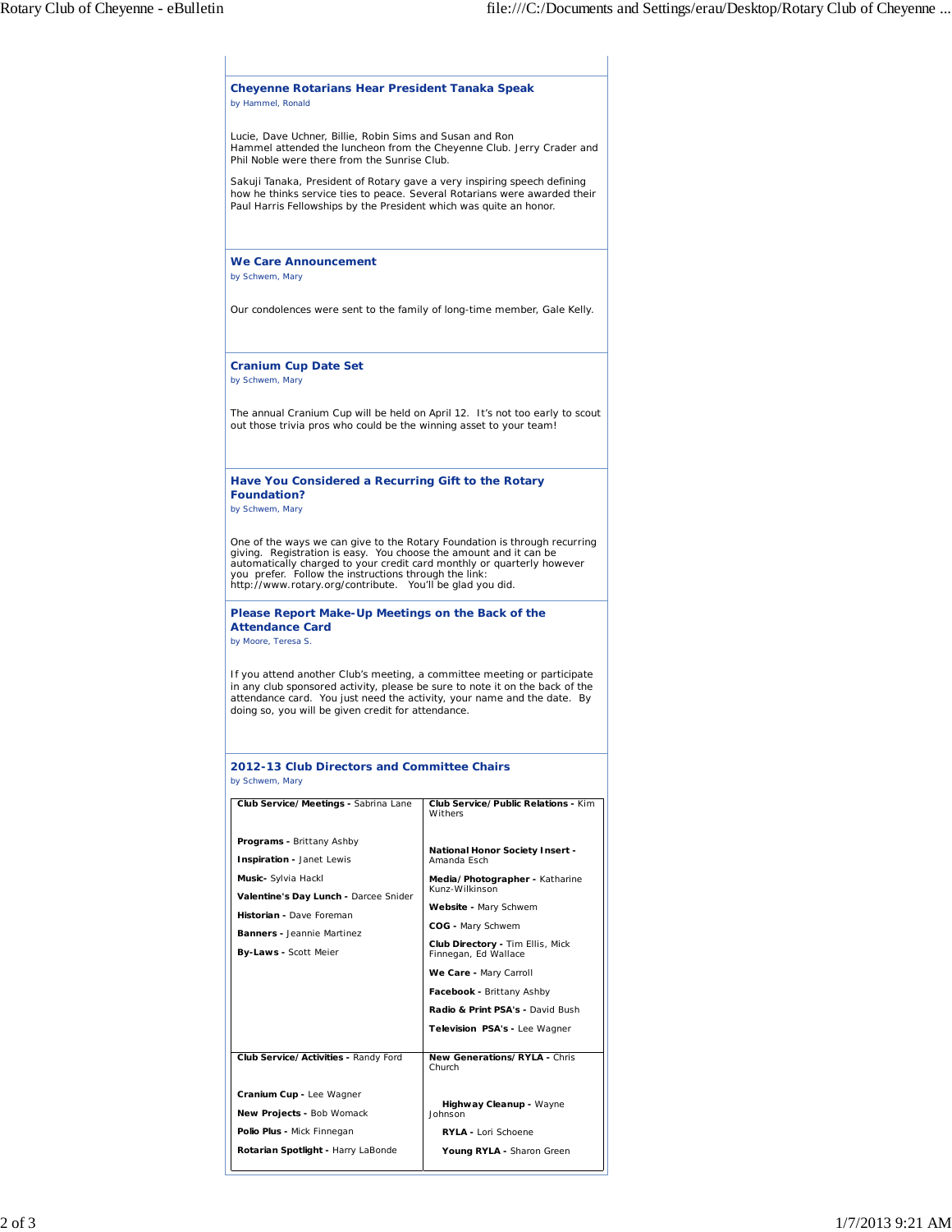## Cheyenne Rotarians Hear President Tanaka Speak

by Hammel, Ronald

Lucie, Dave Uchner, Billie, Robin Sims and Susan and Ron Hammel attended the luncheon from the Cheyenne Club. Jerry Crader and Phil Noble were there from the Sunrise Club.

Sakuji Tanaka, President of Rotary gave a very inspiring speech defining how he thinks service ties to peace. Several Rotarians were awarded their Paul Harris Fellowships by the President which was quite an honor.

## We Care Announcement

by Schwem, Mary

Our condolences were sent to the family of long-time member, Gale Kelly.

## Cranium Cup Date Set

by Schwem, Mary

The annual Cranium Cup will be held on April 12. It's not too early to scout out those trivia pros who could be the winning asset to your team!

## Have You Considered a Recurring Gift to the Rotary Foundation?

by Schwem, Mary

One of the ways we can give to the Rotary Foundation is through recurring giving. Registration is easy. You choose the amount and it can be automatically charged to your credit card monthly or quarterly however you prefer. Follow the instructions through the link: http://www.rotary.org/contribute. You'll be glad you did.

## Please Report Make-Up Meetings on the Back of the Attendance Card

by Moore, Teresa S.

If you attend another Club's meeting, a committee meeting or participate in any club sponsored activity, please be sure to note it on the back of the attendance card. You just need the activity, your name and the date. By doing so, you will be given credit for attendance.

## 2012-13 Club Directors and Committee Chairs

by Schwem, Mary

| | |
|---|---|
| **Club Service/Meetings -** Sabrina Lane<br><br>**Programs -** Brittany Ashby<br>**Inspiration -** Janet Lewis<br>**Music-** Sylvia Hackl<br>**Valentine's Day Lunch -** Darcee Snider<br>**Historian -** Dave Foreman<br>**Banners -** Jeannie Martinez<br>**By-Laws -** Scott Meier | **Club Service/Public Relations -** Kim Withers<br><br>**National Honor Society Insert -** Amanda Esch<br>**Media/Photographer -** Katharine Kunz-Wilkinson<br>**Website -** Mary Schwem<br>**COG -** Mary Schwem<br>**Club Directory -** Tim Ellis, Mick Finnegan, Ed Wallace<br>**We Care -** Mary Carroll<br>**Facebook -** Brittany Ashby<br>**Radio & Print PSA's -** David Bush<br>**Television PSA's -** Lee Wagner |
| **Club Service/Activities -** Randy Ford<br><br>**Cranium Cup -** Lee Wagner<br>**New Projects -** Bob Womack<br>**Polio Plus -** Mick Finnegan<br>**Rotarian Spotlight -** Harry LaBonde | **New Generations/RYLA -** Chris Church<br><br>**Highway Cleanup -** Wayne Johnson<br>**RYLA -** Lori Schoene<br>**Young RYLA -** Sharon Green |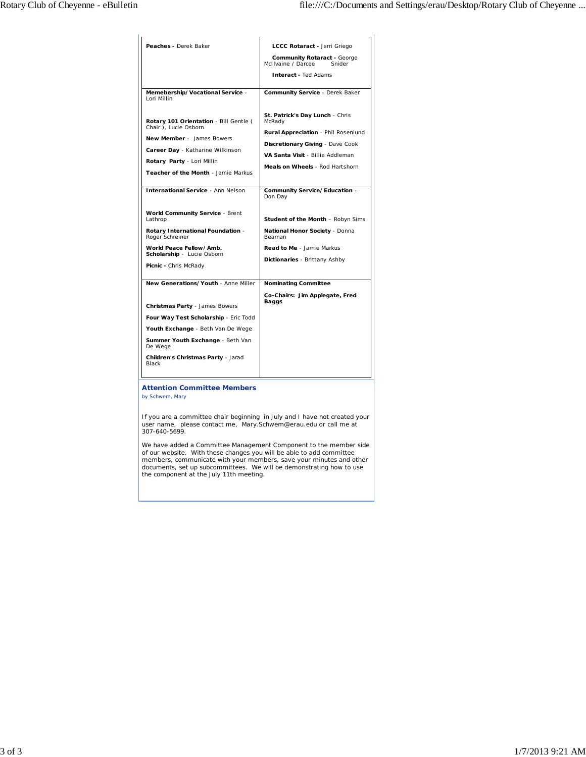| | |
|---|---|
| **Peaches -** Derek Baker | **LCCC Rotaract -** Jerri Griego<br><br>**Community Rotaract -** George McIlvaine / Darcee Snider<br><br>**Interact -** Ted Adams |
| **Memebership/Vocational Service** - Lori Millin<br><br>**Rotary 101 Orientation** - Bill Gentle ( Chair ), Lucie Osborn<br><br>**New Member** - James Bowers<br><br>**Career Day** - Katharine Wilkinson<br><br>**Rotary Party** - Lori Millin<br><br>**Teacher of the Month** - Jamie Markus | **Community Service** - Derek Baker<br><br>**St. Patrick's Day Lunch** - Chris McRady<br><br>**Rural Appreciation** - Phil Rosenlund<br><br>**Discretionary Giving** - Dave Cook<br><br>**VA Santa Visit** - Billie Addleman<br><br>**Meals on Wheels** - Rod Hartshorn |
| **International Service** - Ann Nelson<br><br>**World Community Service** - Brent Lathrop<br><br>**Rotary International Foundation** - Roger Schreiner<br><br>**World Peace Fellow/Amb. Scholarship** - Lucie Osborn<br><br>**Picnic -** Chris McRady | **Community Service/Education** - Don Day<br><br>**Student of the Month** – Robyn Sims<br><br>**National Honor Society** - Donna Beaman<br><br>**Read to Me** - Jamie Markus<br><br>**Dictionaries** - Brittany Ashby |
| **New Generations/Youth** - Anne Miller<br><br>**Christmas Party** - James Bowers<br><br>**Four Way Test Scholarship** - Eric Todd<br><br>**Youth Exchange** - Beth Van De Wege<br><br>**Summer Youth Exchange** - Beth Van De Wege<br><br>**Children's Christmas Party** - Jarad Black | **Nominating Committee**<br><br>**Co-Chairs: Jim Applegate, Fred Baggs** |

## Attention Committee Members

by Schwem, Mary

If you are a committee chair beginning in July and I have not created your user name, please contact me, Mary.Schwem@erau.edu or call me at 307-640-5699.

We have added a Committee Management Component to the member side of our website. With these changes you will be able to add committee members, communicate with your members, save your minutes and other documents, set up subcommittees. We will be demonstrating how to use the component at the July 11th meeting.